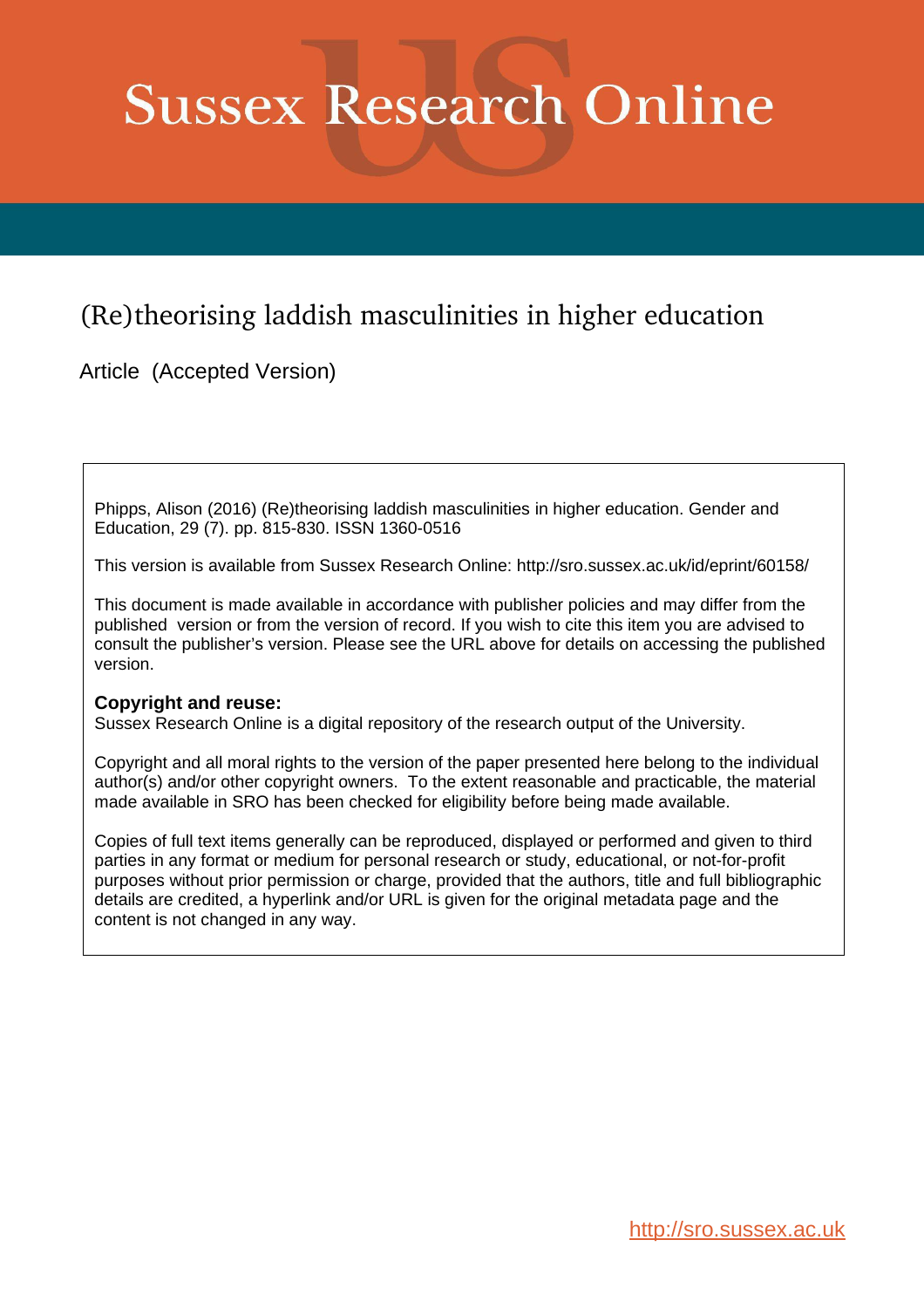# Sussex Research Online

## (Re)theorising laddish masculinities in higher education

Article (Accepted Version)

Phipps, Alison (2016) (Re)theorising laddish masculinities in higher education. Gender and Education, 29 (7). pp. 815-830. ISSN 1360-0516

This version is available from Sussex Research Online: http://sro.sussex.ac.uk/id/eprint/60158/

This document is made available in accordance with publisher policies and may differ from the published version or from the version of record. If you wish to cite this item you are advised to consult the publisher's version. Please see the URL above for details on accessing the published version.

**Copyright and reuse:**
Sussex Research Online is a digital repository of the research output of the University.

Copyright and all moral rights to the version of the paper presented here belong to the individual author(s) and/or other copyright owners. To the extent reasonable and practicable, the material made available in SRO has been checked for eligibility before being made available.

Copies of full text items generally can be reproduced, displayed or performed and given to third parties in any format or medium for personal research or study, educational, or not-for-profit purposes without prior permission or charge, provided that the authors, title and full bibliographic details are credited, a hyperlink and/or URL is given for the original metadata page and the content is not changed in any way.

http://sro.sussex.ac.uk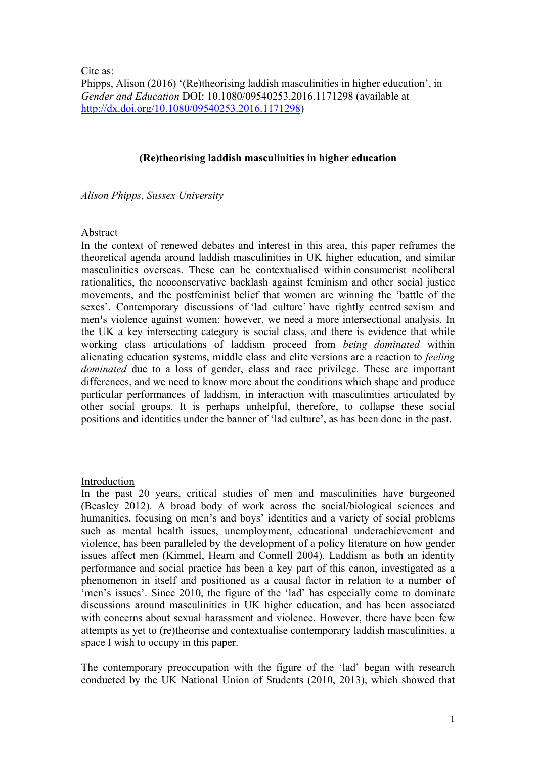Cite as:
Phipps, Alison (2016) '(Re)theorising laddish masculinities in higher education', in *Gender and Education* DOI: 10.1080/09540253.2016.1171298 (available at http://dx.doi.org/10.1080/09540253.2016.1171298)

## (Re)theorising laddish masculinities in higher education

*Alison Phipps, Sussex University*

### Abstract

In the context of renewed debates and interest in this area, this paper reframes the theoretical agenda around laddish masculinities in UK higher education, and similar masculinities overseas. These can be contextualised within consumerist neoliberal rationalities, the neoconservative backlash against feminism and other social justice movements, and the postfeminist belief that women are winning the 'battle of the sexes'. Contemporary discussions of 'lad culture' have rightly centred sexism and men¹s violence against women: however, we need a more intersectional analysis. In the UK a key intersecting category is social class, and there is evidence that while working class articulations of laddism proceed from *being dominated* within alienating education systems, middle class and elite versions are a reaction to *feeling dominated* due to a loss of gender, class and race privilege. These are important differences, and we need to know more about the conditions which shape and produce particular performances of laddism, in interaction with masculinities articulated by other social groups. It is perhaps unhelpful, therefore, to collapse these social positions and identities under the banner of 'lad culture', as has been done in the past.

### Introduction

In the past 20 years, critical studies of men and masculinities have burgeoned (Beasley 2012). A broad body of work across the social/biological sciences and humanities, focusing on men's and boys' identities and a variety of social problems such as mental health issues, unemployment, educational underachievement and violence, has been paralleled by the development of a policy literature on how gender issues affect men (Kimmel, Hearn and Connell 2004). Laddism as both an identity performance and social practice has been a key part of this canon, investigated as a phenomenon in itself and positioned as a causal factor in relation to a number of 'men's issues'. Since 2010, the figure of the 'lad' has especially come to dominate discussions around masculinities in UK higher education, and has been associated with concerns about sexual harassment and violence. However, there have been few attempts as yet to (re)theorise and contextualise contemporary laddish masculinities, a space I wish to occupy in this paper.

The contemporary preoccupation with the figure of the 'lad' began with research conducted by the UK National Union of Students (2010, 2013), which showed that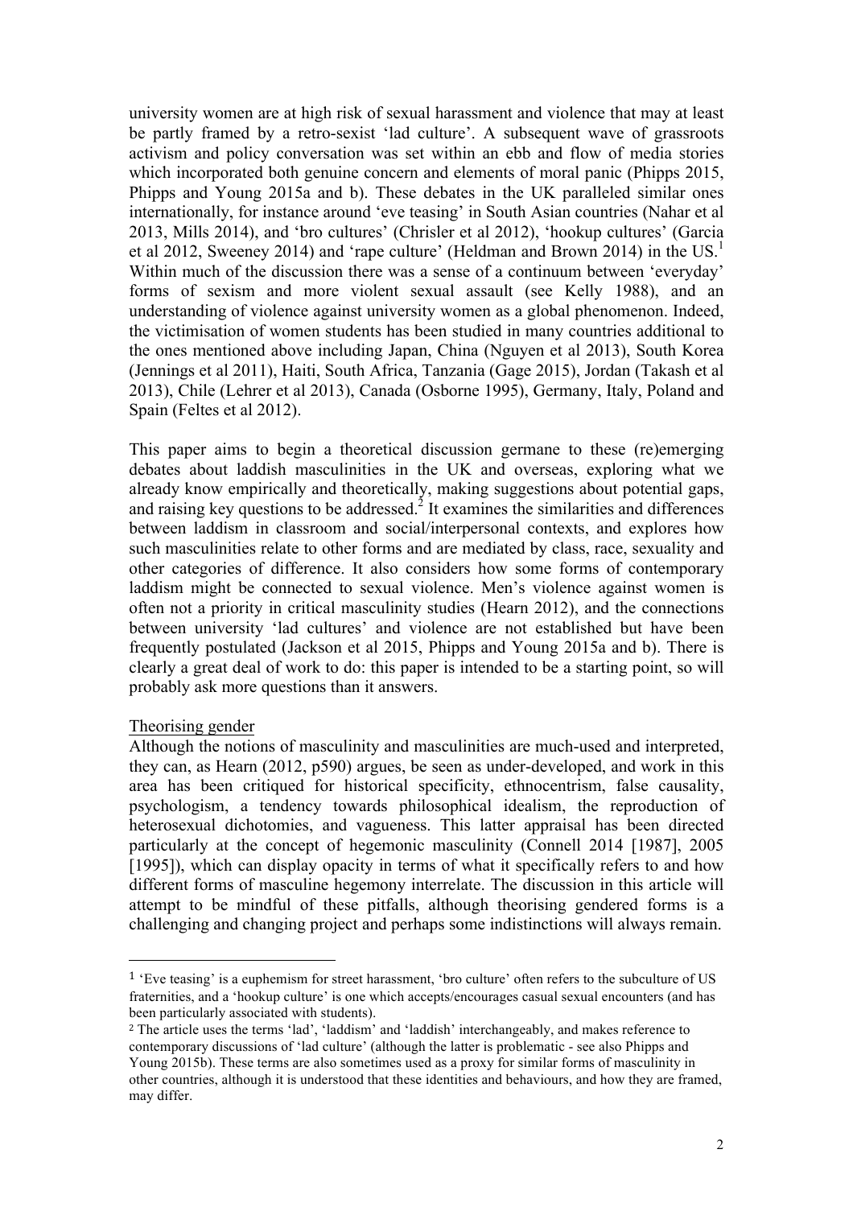university women are at high risk of sexual harassment and violence that may at least be partly framed by a retro-sexist 'lad culture'. A subsequent wave of grassroots activism and policy conversation was set within an ebb and flow of media stories which incorporated both genuine concern and elements of moral panic (Phipps 2015, Phipps and Young 2015a and b). These debates in the UK paralleled similar ones internationally, for instance around 'eve teasing' in South Asian countries (Nahar et al 2013, Mills 2014), and 'bro cultures' (Chrisler et al 2012), 'hookup cultures' (Garcia et al 2012, Sweeney 2014) and 'rape culture' (Heldman and Brown 2014) in the US.[1] Within much of the discussion there was a sense of a continuum between 'everyday' forms of sexism and more violent sexual assault (see Kelly 1988), and an understanding of violence against university women as a global phenomenon. Indeed, the victimisation of women students has been studied in many countries additional to the ones mentioned above including Japan, China (Nguyen et al 2013), South Korea (Jennings et al 2011), Haiti, South Africa, Tanzania (Gage 2015), Jordan (Takash et al 2013), Chile (Lehrer et al 2013), Canada (Osborne 1995), Germany, Italy, Poland and Spain (Feltes et al 2012).

This paper aims to begin a theoretical discussion germane to these (re)emerging debates about laddish masculinities in the UK and overseas, exploring what we already know empirically and theoretically, making suggestions about potential gaps, and raising key questions to be addressed.[2] It examines the similarities and differences between laddism in classroom and social/interpersonal contexts, and explores how such masculinities relate to other forms and are mediated by class, race, sexuality and other categories of difference. It also considers how some forms of contemporary laddism might be connected to sexual violence. Men's violence against women is often not a priority in critical masculinity studies (Hearn 2012), and the connections between university 'lad cultures' and violence are not established but have been frequently postulated (Jackson et al 2015, Phipps and Young 2015a and b). There is clearly a great deal of work to do: this paper is intended to be a starting point, so will probably ask more questions than it answers.

## Theorising gender

Although the notions of masculinity and masculinities are much-used and interpreted, they can, as Hearn (2012, p590) argues, be seen as under-developed, and work in this area has been critiqued for historical specificity, ethnocentrism, false causality, psychologism, a tendency towards philosophical idealism, the reproduction of heterosexual dichotomies, and vagueness. This latter appraisal has been directed particularly at the concept of hegemonic masculinity (Connell 2014 [1987], 2005 [1995]), which can display opacity in terms of what it specifically refers to and how different forms of masculine hegemony interrelate. The discussion in this article will attempt to be mindful of these pitfalls, although theorising gendered forms is a challenging and changing project and perhaps some indistinctions will always remain.

---

[1] 'Eve teasing' is a euphemism for street harassment, 'bro culture' often refers to the subculture of US fraternities, and a 'hookup culture' is one which accepts/encourages casual sexual encounters (and has been particularly associated with students).

[2] The article uses the terms 'lad', 'laddism' and 'laddish' interchangeably, and makes reference to contemporary discussions of 'lad culture' (although the latter is problematic - see also Phipps and Young 2015b). These terms are also sometimes used as a proxy for similar forms of masculinity in other countries, although it is understood that these identities and behaviours, and how they are framed, may differ.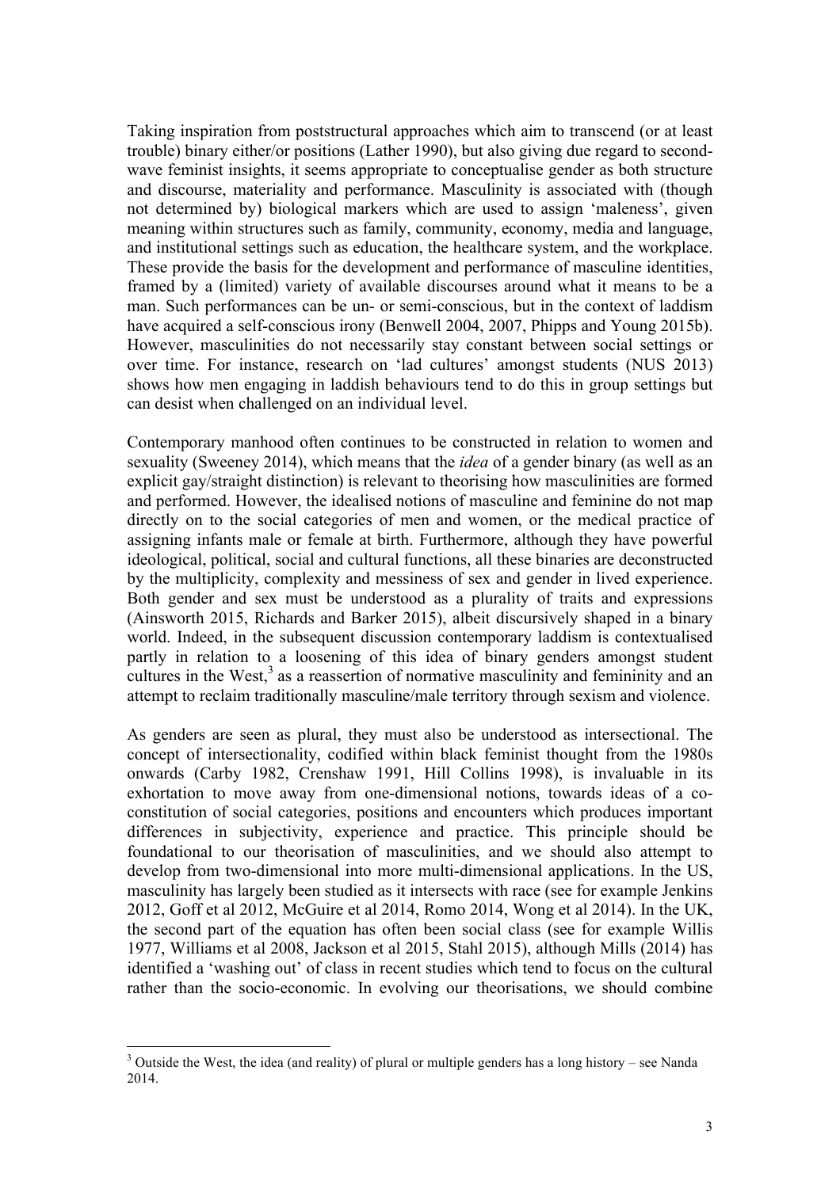Taking inspiration from poststructural approaches which aim to transcend (or at least trouble) binary either/or positions (Lather 1990), but also giving due regard to second-wave feminist insights, it seems appropriate to conceptualise gender as both structure and discourse, materiality and performance. Masculinity is associated with (though not determined by) biological markers which are used to assign 'maleness', given meaning within structures such as family, community, economy, media and language, and institutional settings such as education, the healthcare system, and the workplace. These provide the basis for the development and performance of masculine identities, framed by a (limited) variety of available discourses around what it means to be a man. Such performances can be un- or semi-conscious, but in the context of laddism have acquired a self-conscious irony (Benwell 2004, 2007, Phipps and Young 2015b). However, masculinities do not necessarily stay constant between social settings or over time. For instance, research on 'lad cultures' amongst students (NUS 2013) shows how men engaging in laddish behaviours tend to do this in group settings but can desist when challenged on an individual level.

Contemporary manhood often continues to be constructed in relation to women and sexuality (Sweeney 2014), which means that the *idea* of a gender binary (as well as an explicit gay/straight distinction) is relevant to theorising how masculinities are formed and performed. However, the idealised notions of masculine and feminine do not map directly on to the social categories of men and women, or the medical practice of assigning infants male or female at birth. Furthermore, although they have powerful ideological, political, social and cultural functions, all these binaries are deconstructed by the multiplicity, complexity and messiness of sex and gender in lived experience. Both gender and sex must be understood as a plurality of traits and expressions (Ainsworth 2015, Richards and Barker 2015), albeit discursively shaped in a binary world. Indeed, in the subsequent discussion contemporary laddism is contextualised partly in relation to a loosening of this idea of binary genders amongst student cultures in the West,[3] as a reassertion of normative masculinity and femininity and an attempt to reclaim traditionally masculine/male territory through sexism and violence.

As genders are seen as plural, they must also be understood as intersectional. The concept of intersectionality, codified within black feminist thought from the 1980s onwards (Carby 1982, Crenshaw 1991, Hill Collins 1998), is invaluable in its exhortation to move away from one-dimensional notions, towards ideas of a co-constitution of social categories, positions and encounters which produces important differences in subjectivity, experience and practice. This principle should be foundational to our theorisation of masculinities, and we should also attempt to develop from two-dimensional into more multi-dimensional applications. In the US, masculinity has largely been studied as it intersects with race (see for example Jenkins 2012, Goff et al 2012, McGuire et al 2014, Romo 2014, Wong et al 2014). In the UK, the second part of the equation has often been social class (see for example Willis 1977, Williams et al 2008, Jackson et al 2015, Stahl 2015), although Mills (2014) has identified a 'washing out' of class in recent studies which tend to focus on the cultural rather than the socio-economic. In evolving our theorisations, we should combine

[3] Outside the West, the idea (and reality) of plural or multiple genders has a long history – see Nanda 2014.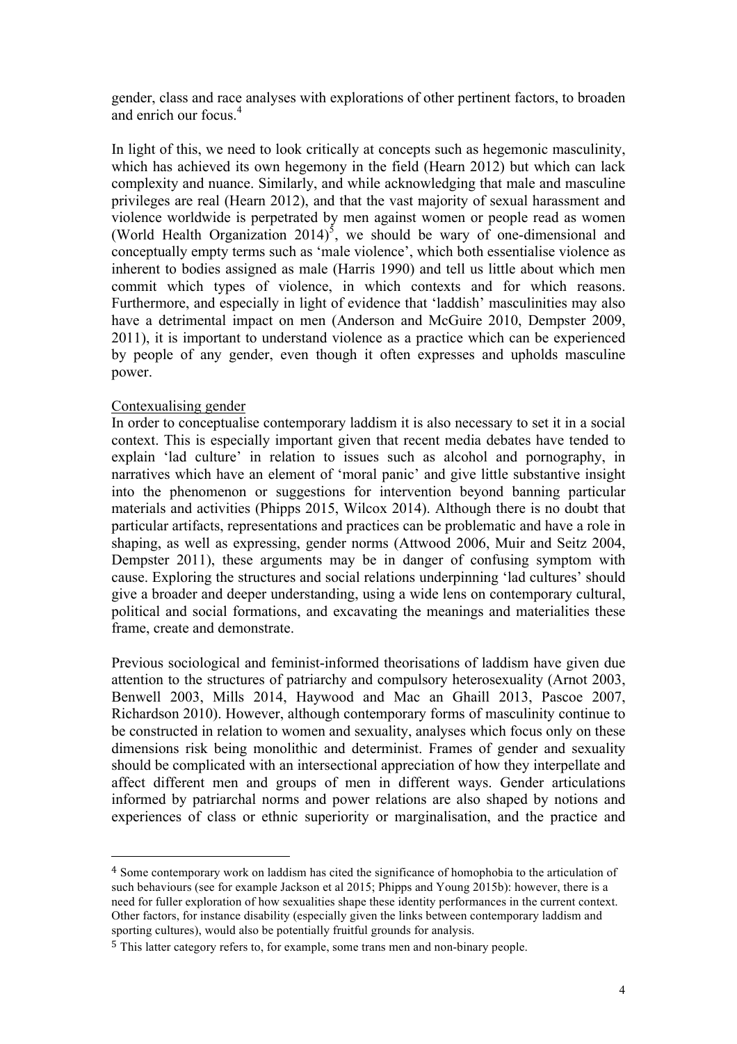gender, class and race analyses with explorations of other pertinent factors, to broaden and enrich our focus.[4]

In light of this, we need to look critically at concepts such as hegemonic masculinity, which has achieved its own hegemony in the field (Hearn 2012) but which can lack complexity and nuance. Similarly, and while acknowledging that male and masculine privileges are real (Hearn 2012), and that the vast majority of sexual harassment and violence worldwide is perpetrated by men against women or people read as women (World Health Organization 2014)[5], we should be wary of one-dimensional and conceptually empty terms such as 'male violence', which both essentialise violence as inherent to bodies assigned as male (Harris 1990) and tell us little about which men commit which types of violence, in which contexts and for which reasons. Furthermore, and especially in light of evidence that 'laddish' masculinities may also have a detrimental impact on men (Anderson and McGuire 2010, Dempster 2009, 2011), it is important to understand violence as a practice which can be experienced by people of any gender, even though it often expresses and upholds masculine power.

<u>Contexualising gender</u>

In order to conceptualise contemporary laddism it is also necessary to set it in a social context. This is especially important given that recent media debates have tended to explain 'lad culture' in relation to issues such as alcohol and pornography, in narratives which have an element of 'moral panic' and give little substantive insight into the phenomenon or suggestions for intervention beyond banning particular materials and activities (Phipps 2015, Wilcox 2014). Although there is no doubt that particular artifacts, representations and practices can be problematic and have a role in shaping, as well as expressing, gender norms (Attwood 2006, Muir and Seitz 2004, Dempster 2011), these arguments may be in danger of confusing symptom with cause. Exploring the structures and social relations underpinning 'lad cultures' should give a broader and deeper understanding, using a wide lens on contemporary cultural, political and social formations, and excavating the meanings and materialities these frame, create and demonstrate.

Previous sociological and feminist-informed theorisations of laddism have given due attention to the structures of patriarchy and compulsory heterosexuality (Arnot 2003, Benwell 2003, Mills 2014, Haywood and Mac an Ghaill 2013, Pascoe 2007, Richardson 2010). However, although contemporary forms of masculinity continue to be constructed in relation to women and sexuality, analyses which focus only on these dimensions risk being monolithic and determinist. Frames of gender and sexuality should be complicated with an intersectional appreciation of how they interpellate and affect different men and groups of men in different ways. Gender articulations informed by patriarchal norms and power relations are also shaped by notions and experiences of class or ethnic superiority or marginalisation, and the practice and

---

[4] Some contemporary work on laddism has cited the significance of homophobia to the articulation of such behaviours (see for example Jackson et al 2015; Phipps and Young 2015b): however, there is a need for fuller exploration of how sexualities shape these identity performances in the current context. Other factors, for instance disability (especially given the links between contemporary laddism and sporting cultures), would also be potentially fruitful grounds for analysis.

[5] This latter category refers to, for example, some trans men and non-binary people.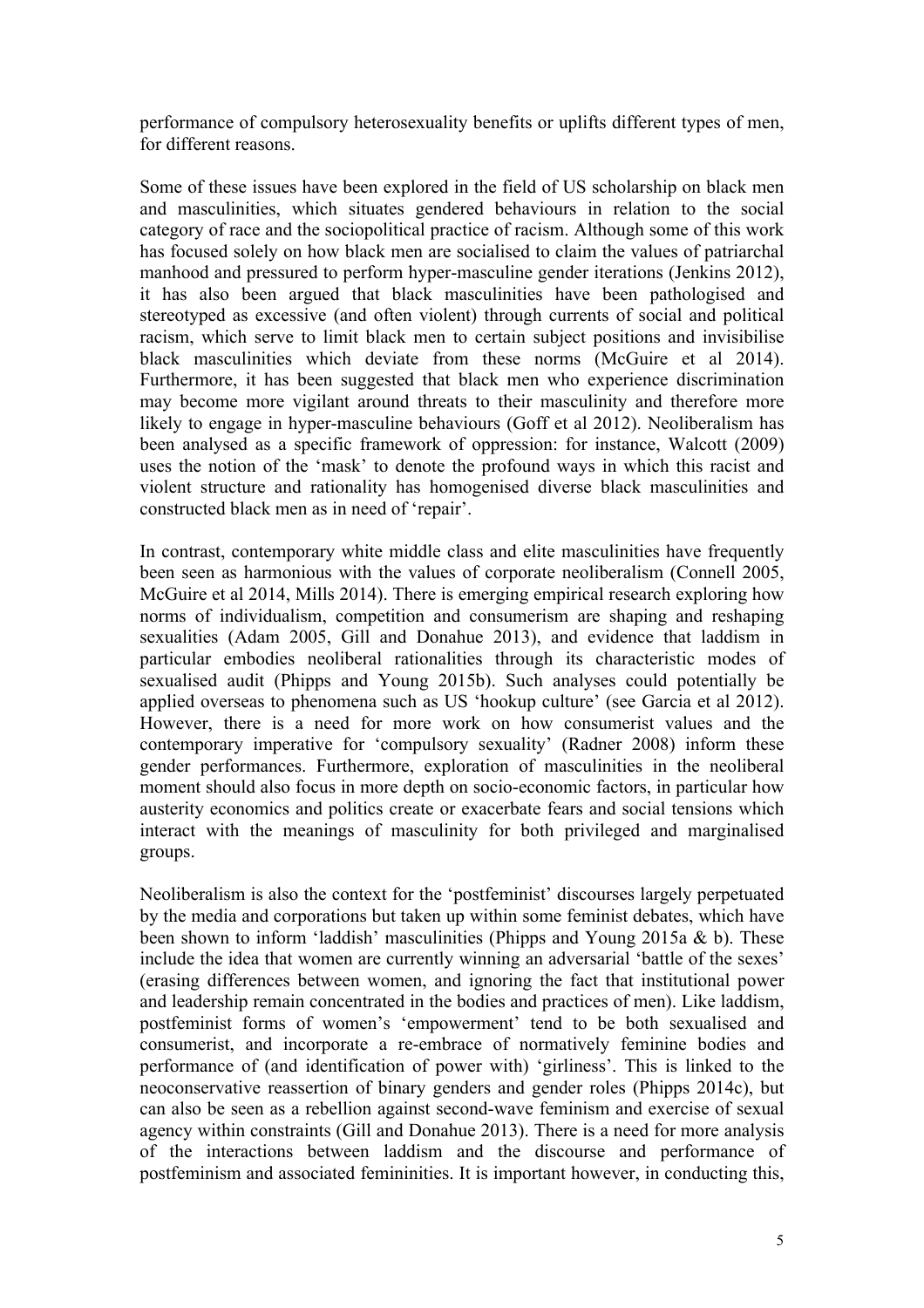performance of compulsory heterosexuality benefits or uplifts different types of men, for different reasons.

Some of these issues have been explored in the field of US scholarship on black men and masculinities, which situates gendered behaviours in relation to the social category of race and the sociopolitical practice of racism. Although some of this work has focused solely on how black men are socialised to claim the values of patriarchal manhood and pressured to perform hyper-masculine gender iterations (Jenkins 2012), it has also been argued that black masculinities have been pathologised and stereotyped as excessive (and often violent) through currents of social and political racism, which serve to limit black men to certain subject positions and invisibilise black masculinities which deviate from these norms (McGuire et al 2014). Furthermore, it has been suggested that black men who experience discrimination may become more vigilant around threats to their masculinity and therefore more likely to engage in hyper-masculine behaviours (Goff et al 2012). Neoliberalism has been analysed as a specific framework of oppression: for instance, Walcott (2009) uses the notion of the 'mask' to denote the profound ways in which this racist and violent structure and rationality has homogenised diverse black masculinities and constructed black men as in need of 'repair'.

In contrast, contemporary white middle class and elite masculinities have frequently been seen as harmonious with the values of corporate neoliberalism (Connell 2005, McGuire et al 2014, Mills 2014). There is emerging empirical research exploring how norms of individualism, competition and consumerism are shaping and reshaping sexualities (Adam 2005, Gill and Donahue 2013), and evidence that laddism in particular embodies neoliberal rationalities through its characteristic modes of sexualised audit (Phipps and Young 2015b). Such analyses could potentially be applied overseas to phenomena such as US 'hookup culture' (see Garcia et al 2012). However, there is a need for more work on how consumerist values and the contemporary imperative for 'compulsory sexuality' (Radner 2008) inform these gender performances. Furthermore, exploration of masculinities in the neoliberal moment should also focus in more depth on socio-economic factors, in particular how austerity economics and politics create or exacerbate fears and social tensions which interact with the meanings of masculinity for both privileged and marginalised groups.

Neoliberalism is also the context for the 'postfeminist' discourses largely perpetuated by the media and corporations but taken up within some feminist debates, which have been shown to inform 'laddish' masculinities (Phipps and Young 2015a & b). These include the idea that women are currently winning an adversarial 'battle of the sexes' (erasing differences between women, and ignoring the fact that institutional power and leadership remain concentrated in the bodies and practices of men). Like laddism, postfeminist forms of women's 'empowerment' tend to be both sexualised and consumerist, and incorporate a re-embrace of normatively feminine bodies and performance of (and identification of power with) 'girliness'. This is linked to the neoconservative reassertion of binary genders and gender roles (Phipps 2014c), but can also be seen as a rebellion against second-wave feminism and exercise of sexual agency within constraints (Gill and Donahue 2013). There is a need for more analysis of the interactions between laddism and the discourse and performance of postfeminism and associated femininities. It is important however, in conducting this,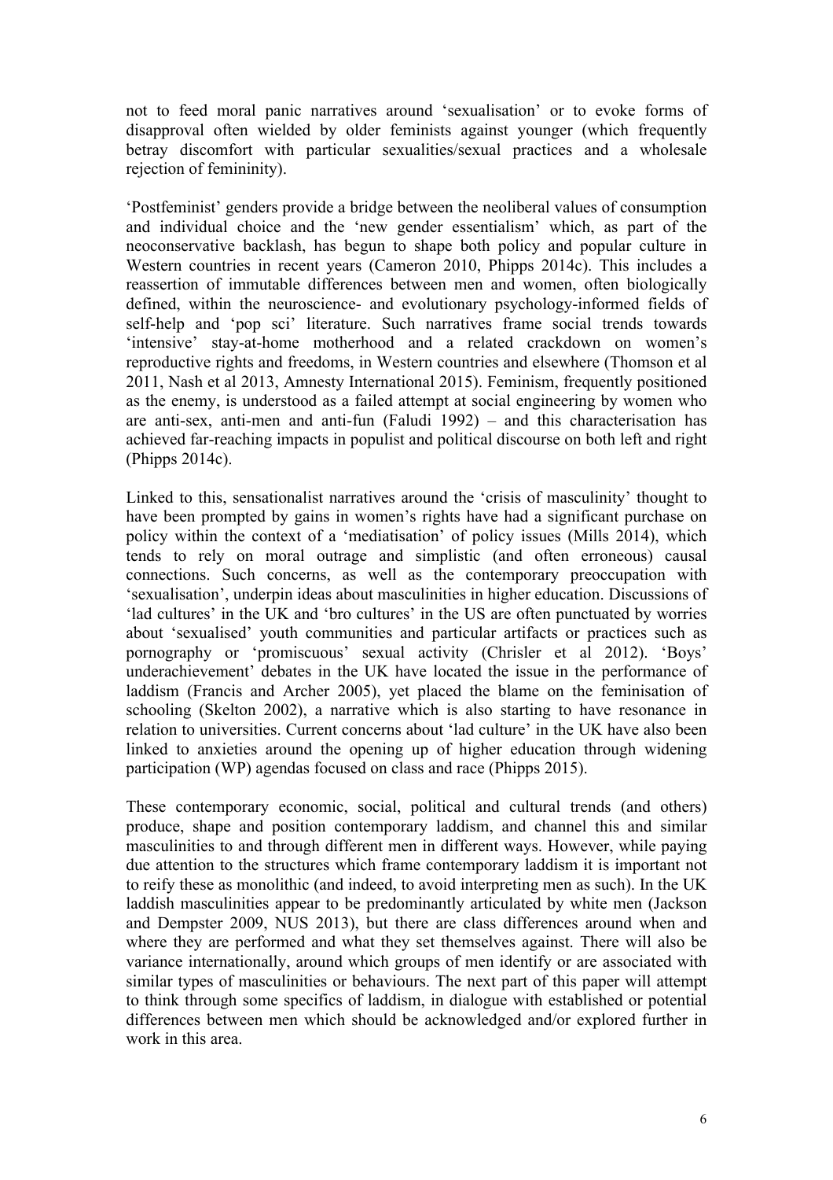not to feed moral panic narratives around 'sexualisation' or to evoke forms of disapproval often wielded by older feminists against younger (which frequently betray discomfort with particular sexualities/sexual practices and a wholesale rejection of femininity).

'Postfeminist' genders provide a bridge between the neoliberal values of consumption and individual choice and the 'new gender essentialism' which, as part of the neoconservative backlash, has begun to shape both policy and popular culture in Western countries in recent years (Cameron 2010, Phipps 2014c). This includes a reassertion of immutable differences between men and women, often biologically defined, within the neuroscience- and evolutionary psychology-informed fields of self-help and 'pop sci' literature. Such narratives frame social trends towards 'intensive' stay-at-home motherhood and a related crackdown on women's reproductive rights and freedoms, in Western countries and elsewhere (Thomson et al 2011, Nash et al 2013, Amnesty International 2015). Feminism, frequently positioned as the enemy, is understood as a failed attempt at social engineering by women who are anti-sex, anti-men and anti-fun (Faludi 1992) – and this characterisation has achieved far-reaching impacts in populist and political discourse on both left and right (Phipps 2014c).

Linked to this, sensationalist narratives around the 'crisis of masculinity' thought to have been prompted by gains in women's rights have had a significant purchase on policy within the context of a 'mediatisation' of policy issues (Mills 2014), which tends to rely on moral outrage and simplistic (and often erroneous) causal connections. Such concerns, as well as the contemporary preoccupation with 'sexualisation', underpin ideas about masculinities in higher education. Discussions of 'lad cultures' in the UK and 'bro cultures' in the US are often punctuated by worries about 'sexualised' youth communities and particular artifacts or practices such as pornography or 'promiscuous' sexual activity (Chrisler et al 2012). 'Boys' underachievement' debates in the UK have located the issue in the performance of laddism (Francis and Archer 2005), yet placed the blame on the feminisation of schooling (Skelton 2002), a narrative which is also starting to have resonance in relation to universities. Current concerns about 'lad culture' in the UK have also been linked to anxieties around the opening up of higher education through widening participation (WP) agendas focused on class and race (Phipps 2015).

These contemporary economic, social, political and cultural trends (and others) produce, shape and position contemporary laddism, and channel this and similar masculinities to and through different men in different ways. However, while paying due attention to the structures which frame contemporary laddism it is important not to reify these as monolithic (and indeed, to avoid interpreting men as such). In the UK laddish masculinities appear to be predominantly articulated by white men (Jackson and Dempster 2009, NUS 2013), but there are class differences around when and where they are performed and what they set themselves against. There will also be variance internationally, around which groups of men identify or are associated with similar types of masculinities or behaviours. The next part of this paper will attempt to think through some specifics of laddism, in dialogue with established or potential differences between men which should be acknowledged and/or explored further in work in this area.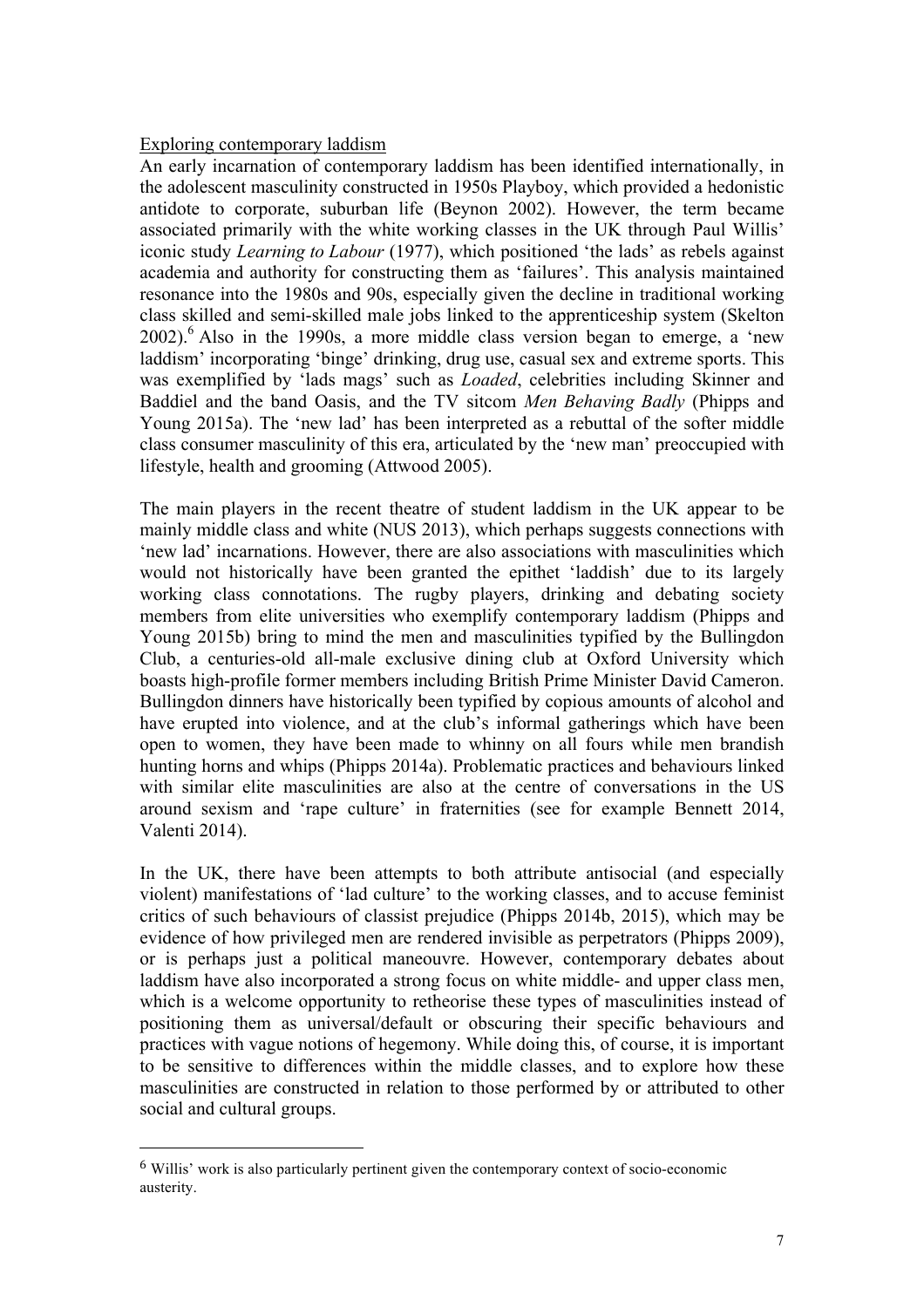Exploring contemporary laddism

An early incarnation of contemporary laddism has been identified internationally, in the adolescent masculinity constructed in 1950s Playboy, which provided a hedonistic antidote to corporate, suburban life (Beynon 2002). However, the term became associated primarily with the white working classes in the UK through Paul Willis' iconic study *Learning to Labour* (1977), which positioned 'the lads' as rebels against academia and authority for constructing them as 'failures'. This analysis maintained resonance into the 1980s and 90s, especially given the decline in traditional working class skilled and semi-skilled male jobs linked to the apprenticeship system (Skelton 2002).[6] Also in the 1990s, a more middle class version began to emerge, a 'new laddism' incorporating 'binge' drinking, drug use, casual sex and extreme sports. This was exemplified by 'lads mags' such as *Loaded*, celebrities including Skinner and Baddiel and the band Oasis, and the TV sitcom *Men Behaving Badly* (Phipps and Young 2015a). The 'new lad' has been interpreted as a rebuttal of the softer middle class consumer masculinity of this era, articulated by the 'new man' preoccupied with lifestyle, health and grooming (Attwood 2005).

The main players in the recent theatre of student laddism in the UK appear to be mainly middle class and white (NUS 2013), which perhaps suggests connections with 'new lad' incarnations. However, there are also associations with masculinities which would not historically have been granted the epithet 'laddish' due to its largely working class connotations. The rugby players, drinking and debating society members from elite universities who exemplify contemporary laddism (Phipps and Young 2015b) bring to mind the men and masculinities typified by the Bullingdon Club, a centuries-old all-male exclusive dining club at Oxford University which boasts high-profile former members including British Prime Minister David Cameron. Bullingdon dinners have historically been typified by copious amounts of alcohol and have erupted into violence, and at the club's informal gatherings which have been open to women, they have been made to whinny on all fours while men brandish hunting horns and whips (Phipps 2014a). Problematic practices and behaviours linked with similar elite masculinities are also at the centre of conversations in the US around sexism and 'rape culture' in fraternities (see for example Bennett 2014, Valenti 2014).

In the UK, there have been attempts to both attribute antisocial (and especially violent) manifestations of 'lad culture' to the working classes, and to accuse feminist critics of such behaviours of classist prejudice (Phipps 2014b, 2015), which may be evidence of how privileged men are rendered invisible as perpetrators (Phipps 2009), or is perhaps just a political maneouvre. However, contemporary debates about laddism have also incorporated a strong focus on white middle- and upper class men, which is a welcome opportunity to retheorise these types of masculinities instead of positioning them as universal/default or obscuring their specific behaviours and practices with vague notions of hegemony. While doing this, of course, it is important to be sensitive to differences within the middle classes, and to explore how these masculinities are constructed in relation to those performed by or attributed to other social and cultural groups.

[6] Willis' work is also particularly pertinent given the contemporary context of socio-economic austerity.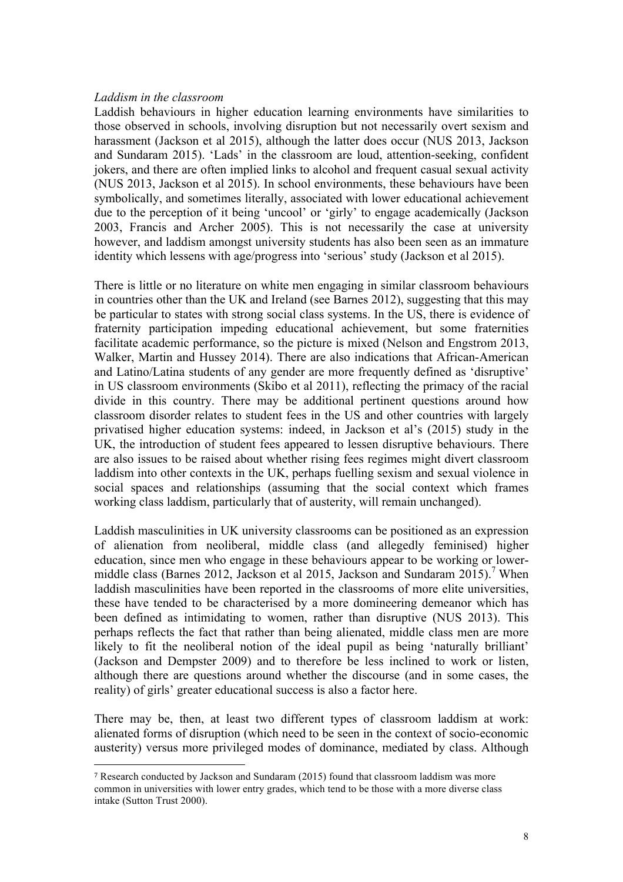*Laddism in the classroom*

Laddish behaviours in higher education learning environments have similarities to those observed in schools, involving disruption but not necessarily overt sexism and harassment (Jackson et al 2015), although the latter does occur (NUS 2013, Jackson and Sundaram 2015). 'Lads' in the classroom are loud, attention-seeking, confident jokers, and there are often implied links to alcohol and frequent casual sexual activity (NUS 2013, Jackson et al 2015). In school environments, these behaviours have been symbolically, and sometimes literally, associated with lower educational achievement due to the perception of it being 'uncool' or 'girly' to engage academically (Jackson 2003, Francis and Archer 2005). This is not necessarily the case at university however, and laddism amongst university students has also been seen as an immature identity which lessens with age/progress into 'serious' study (Jackson et al 2015).

There is little or no literature on white men engaging in similar classroom behaviours in countries other than the UK and Ireland (see Barnes 2012), suggesting that this may be particular to states with strong social class systems. In the US, there is evidence of fraternity participation impeding educational achievement, but some fraternities facilitate academic performance, so the picture is mixed (Nelson and Engstrom 2013, Walker, Martin and Hussey 2014). There are also indications that African-American and Latino/Latina students of any gender are more frequently defined as 'disruptive' in US classroom environments (Skibo et al 2011), reflecting the primacy of the racial divide in this country. There may be additional pertinent questions around how classroom disorder relates to student fees in the US and other countries with largely privatised higher education systems: indeed, in Jackson et al's (2015) study in the UK, the introduction of student fees appeared to lessen disruptive behaviours. There are also issues to be raised about whether rising fees regimes might divert classroom laddism into other contexts in the UK, perhaps fuelling sexism and sexual violence in social spaces and relationships (assuming that the social context which frames working class laddism, particularly that of austerity, will remain unchanged).

Laddish masculinities in UK university classrooms can be positioned as an expression of alienation from neoliberal, middle class (and allegedly feminised) higher education, since men who engage in these behaviours appear to be working or lower-middle class (Barnes 2012, Jackson et al 2015, Jackson and Sundaram 2015).[7] When laddish masculinities have been reported in the classrooms of more elite universities, these have tended to be characterised by a more domineering demeanor which has been defined as intimidating to women, rather than disruptive (NUS 2013). This perhaps reflects the fact that rather than being alienated, middle class men are more likely to fit the neoliberal notion of the ideal pupil as being 'naturally brilliant' (Jackson and Dempster 2009) and to therefore be less inclined to work or listen, although there are questions around whether the discourse (and in some cases, the reality) of girls' greater educational success is also a factor here.

There may be, then, at least two different types of classroom laddism at work: alienated forms of disruption (which need to be seen in the context of socio-economic austerity) versus more privileged modes of dominance, mediated by class. Although

[7] Research conducted by Jackson and Sundaram (2015) found that classroom laddism was more common in universities with lower entry grades, which tend to be those with a more diverse class intake (Sutton Trust 2000).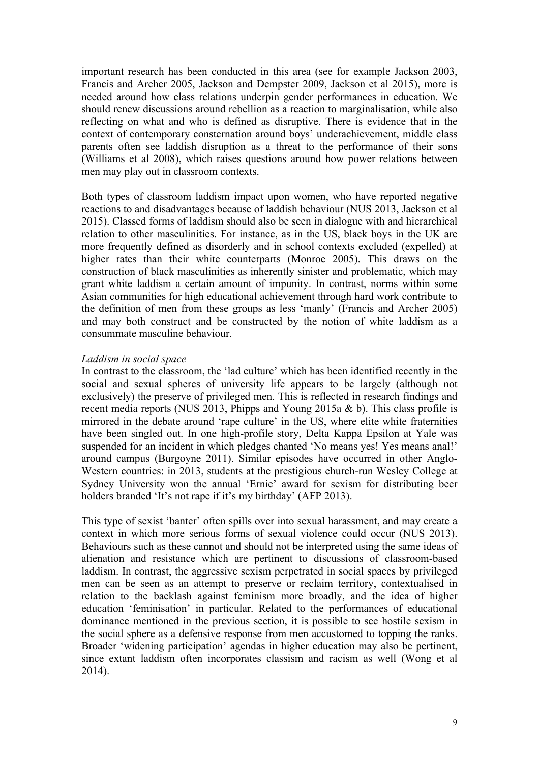important research has been conducted in this area (see for example Jackson 2003, Francis and Archer 2005, Jackson and Dempster 2009, Jackson et al 2015), more is needed around how class relations underpin gender performances in education. We should renew discussions around rebellion as a reaction to marginalisation, while also reflecting on what and who is defined as disruptive. There is evidence that in the context of contemporary consternation around boys' underachievement, middle class parents often see laddish disruption as a threat to the performance of their sons (Williams et al 2008), which raises questions around how power relations between men may play out in classroom contexts.

Both types of classroom laddism impact upon women, who have reported negative reactions to and disadvantages because of laddish behaviour (NUS 2013, Jackson et al 2015). Classed forms of laddism should also be seen in dialogue with and hierarchical relation to other masculinities. For instance, as in the US, black boys in the UK are more frequently defined as disorderly and in school contexts excluded (expelled) at higher rates than their white counterparts (Monroe 2005). This draws on the construction of black masculinities as inherently sinister and problematic, which may grant white laddism a certain amount of impunity. In contrast, norms within some Asian communities for high educational achievement through hard work contribute to the definition of men from these groups as less 'manly' (Francis and Archer 2005) and may both construct and be constructed by the notion of white laddism as a consummate masculine behaviour.

*Laddism in social space*

In contrast to the classroom, the 'lad culture' which has been identified recently in the social and sexual spheres of university life appears to be largely (although not exclusively) the preserve of privileged men. This is reflected in research findings and recent media reports (NUS 2013, Phipps and Young 2015a & b). This class profile is mirrored in the debate around 'rape culture' in the US, where elite white fraternities have been singled out. In one high-profile story, Delta Kappa Epsilon at Yale was suspended for an incident in which pledges chanted 'No means yes! Yes means anal!' around campus (Burgoyne 2011). Similar episodes have occurred in other Anglo-Western countries: in 2013, students at the prestigious church-run Wesley College at Sydney University won the annual 'Ernie' award for sexism for distributing beer holders branded 'It's not rape if it's my birthday' (AFP 2013).

This type of sexist 'banter' often spills over into sexual harassment, and may create a context in which more serious forms of sexual violence could occur (NUS 2013). Behaviours such as these cannot and should not be interpreted using the same ideas of alienation and resistance which are pertinent to discussions of classroom-based laddism. In contrast, the aggressive sexism perpetrated in social spaces by privileged men can be seen as an attempt to preserve or reclaim territory, contextualised in relation to the backlash against feminism more broadly, and the idea of higher education 'feminisation' in particular. Related to the performances of educational dominance mentioned in the previous section, it is possible to see hostile sexism in the social sphere as a defensive response from men accustomed to topping the ranks. Broader 'widening participation' agendas in higher education may also be pertinent, since extant laddism often incorporates classism and racism as well (Wong et al 2014).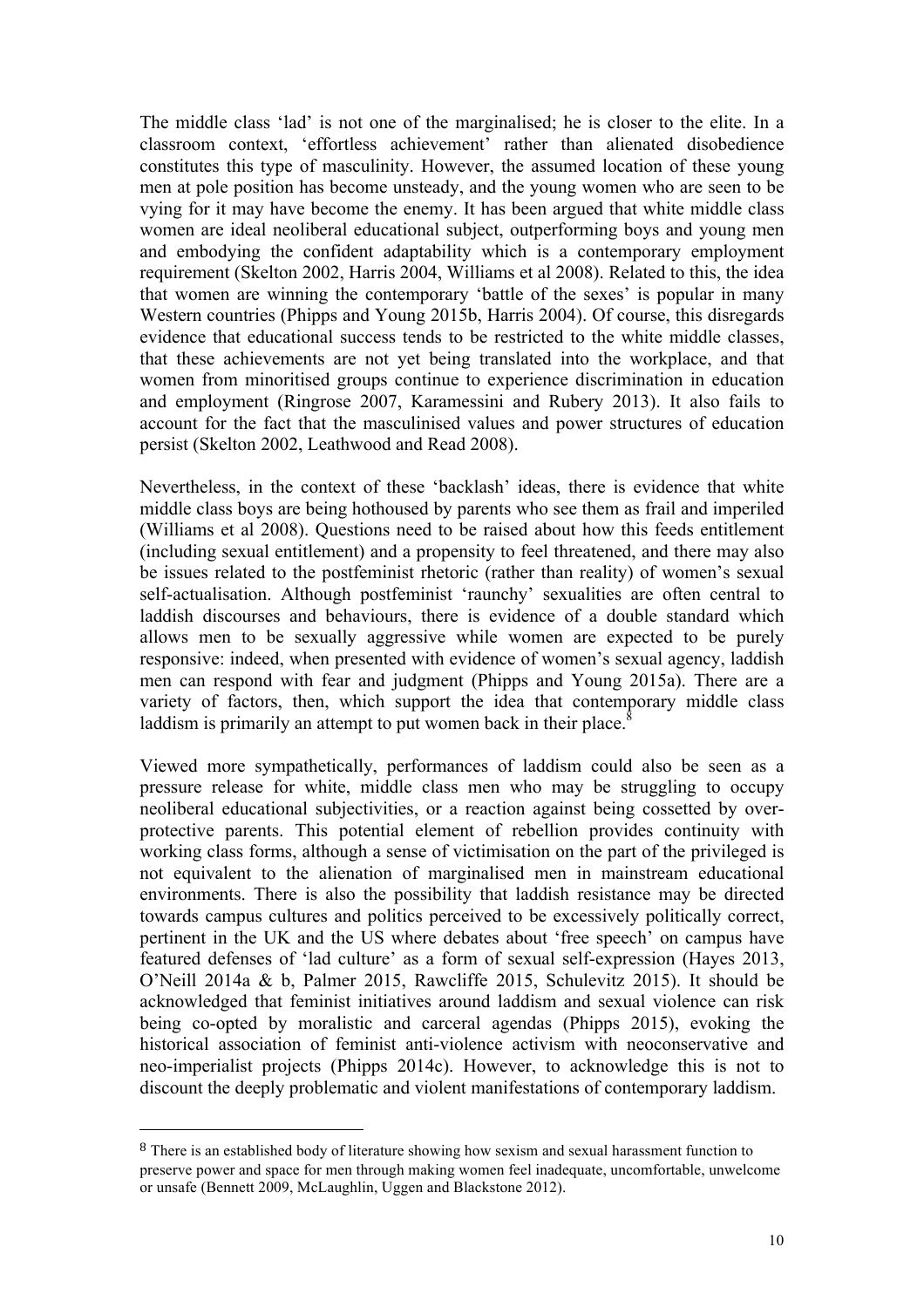The middle class 'lad' is not one of the marginalised; he is closer to the elite. In a classroom context, 'effortless achievement' rather than alienated disobedience constitutes this type of masculinity. However, the assumed location of these young men at pole position has become unsteady, and the young women who are seen to be vying for it may have become the enemy. It has been argued that white middle class women are ideal neoliberal educational subject, outperforming boys and young men and embodying the confident adaptability which is a contemporary employment requirement (Skelton 2002, Harris 2004, Williams et al 2008). Related to this, the idea that women are winning the contemporary 'battle of the sexes' is popular in many Western countries (Phipps and Young 2015b, Harris 2004). Of course, this disregards evidence that educational success tends to be restricted to the white middle classes, that these achievements are not yet being translated into the workplace, and that women from minoritised groups continue to experience discrimination in education and employment (Ringrose 2007, Karamessini and Rubery 2013). It also fails to account for the fact that the masculinised values and power structures of education persist (Skelton 2002, Leathwood and Read 2008).

Nevertheless, in the context of these 'backlash' ideas, there is evidence that white middle class boys are being hothoused by parents who see them as frail and imperiled (Williams et al 2008). Questions need to be raised about how this feeds entitlement (including sexual entitlement) and a propensity to feel threatened, and there may also be issues related to the postfeminist rhetoric (rather than reality) of women's sexual self-actualisation. Although postfeminist 'raunchy' sexualities are often central to laddish discourses and behaviours, there is evidence of a double standard which allows men to be sexually aggressive while women are expected to be purely responsive: indeed, when presented with evidence of women's sexual agency, laddish men can respond with fear and judgment (Phipps and Young 2015a). There are a variety of factors, then, which support the idea that contemporary middle class laddism is primarily an attempt to put women back in their place.[8]

Viewed more sympathetically, performances of laddism could also be seen as a pressure release for white, middle class men who may be struggling to occupy neoliberal educational subjectivities, or a reaction against being cossetted by over-protective parents. This potential element of rebellion provides continuity with working class forms, although a sense of victimisation on the part of the privileged is not equivalent to the alienation of marginalised men in mainstream educational environments. There is also the possibility that laddish resistance may be directed towards campus cultures and politics perceived to be excessively politically correct, pertinent in the UK and the US where debates about 'free speech' on campus have featured defenses of 'lad culture' as a form of sexual self-expression (Hayes 2013, O'Neill 2014a & b, Palmer 2015, Rawcliffe 2015, Schulevitz 2015). It should be acknowledged that feminist initiatives around laddism and sexual violence can risk being co-opted by moralistic and carceral agendas (Phipps 2015), evoking the historical association of feminist anti-violence activism with neoconservative and neo-imperialist projects (Phipps 2014c). However, to acknowledge this is not to discount the deeply problematic and violent manifestations of contemporary laddism.

---

[8] There is an established body of literature showing how sexism and sexual harassment function to preserve power and space for men through making women feel inadequate, uncomfortable, unwelcome or unsafe (Bennett 2009, McLaughlin, Uggen and Blackstone 2012).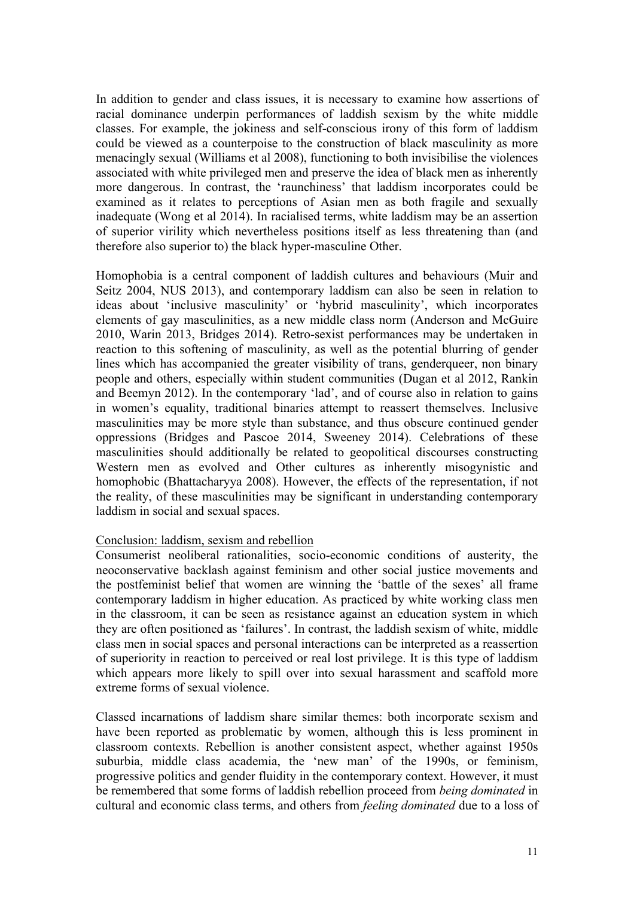In addition to gender and class issues, it is necessary to examine how assertions of racial dominance underpin performances of laddish sexism by the white middle classes. For example, the jokiness and self-conscious irony of this form of laddism could be viewed as a counterpoise to the construction of black masculinity as more menacingly sexual (Williams et al 2008), functioning to both invisibilise the violences associated with white privileged men and preserve the idea of black men as inherently more dangerous. In contrast, the 'raunchiness' that laddism incorporates could be examined as it relates to perceptions of Asian men as both fragile and sexually inadequate (Wong et al 2014). In racialised terms, white laddism may be an assertion of superior virility which nevertheless positions itself as less threatening than (and therefore also superior to) the black hyper-masculine Other.

Homophobia is a central component of laddish cultures and behaviours (Muir and Seitz 2004, NUS 2013), and contemporary laddism can also be seen in relation to ideas about 'inclusive masculinity' or 'hybrid masculinity', which incorporates elements of gay masculinities, as a new middle class norm (Anderson and McGuire 2010, Warin 2013, Bridges 2014). Retro-sexist performances may be undertaken in reaction to this softening of masculinity, as well as the potential blurring of gender lines which has accompanied the greater visibility of trans, genderqueer, non binary people and others, especially within student communities (Dugan et al 2012, Rankin and Beemyn 2012). In the contemporary 'lad', and of course also in relation to gains in women's equality, traditional binaries attempt to reassert themselves. Inclusive masculinities may be more style than substance, and thus obscure continued gender oppressions (Bridges and Pascoe 2014, Sweeney 2014). Celebrations of these masculinities should additionally be related to geopolitical discourses constructing Western men as evolved and Other cultures as inherently misogynistic and homophobic (Bhattacharyya 2008). However, the effects of the representation, if not the reality, of these masculinities may be significant in understanding contemporary laddism in social and sexual spaces.

## Conclusion: laddism, sexism and rebellion

Consumerist neoliberal rationalities, socio-economic conditions of austerity, the neoconservative backlash against feminism and other social justice movements and the postfeminist belief that women are winning the 'battle of the sexes' all frame contemporary laddism in higher education. As practiced by white working class men in the classroom, it can be seen as resistance against an education system in which they are often positioned as 'failures'. In contrast, the laddish sexism of white, middle class men in social spaces and personal interactions can be interpreted as a reassertion of superiority in reaction to perceived or real lost privilege. It is this type of laddism which appears more likely to spill over into sexual harassment and scaffold more extreme forms of sexual violence.

Classed incarnations of laddism share similar themes: both incorporate sexism and have been reported as problematic by women, although this is less prominent in classroom contexts. Rebellion is another consistent aspect, whether against 1950s suburbia, middle class academia, the 'new man' of the 1990s, or feminism, progressive politics and gender fluidity in the contemporary context. However, it must be remembered that some forms of laddish rebellion proceed from *being dominated* in cultural and economic class terms, and others from *feeling dominated* due to a loss of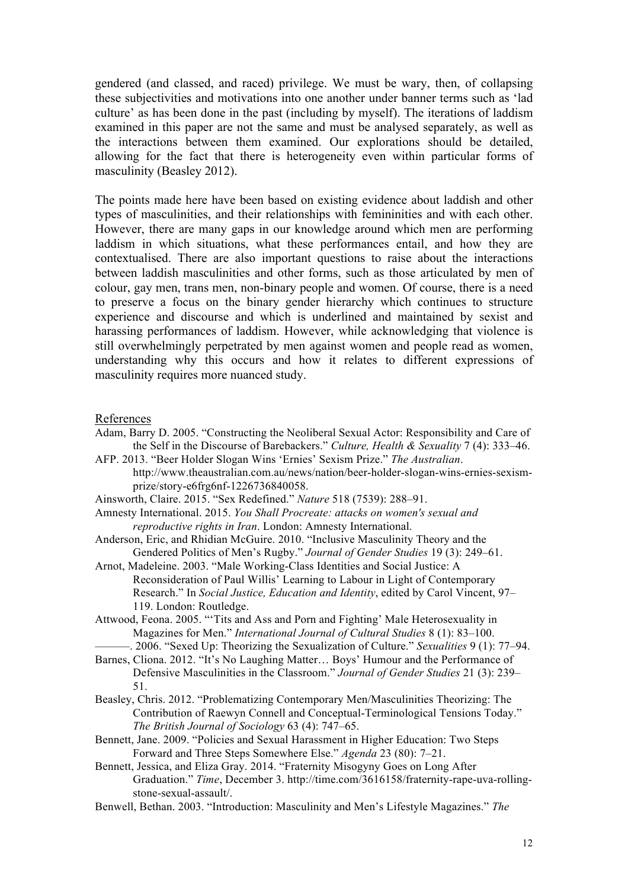gendered (and classed, and raced) privilege. We must be wary, then, of collapsing these subjectivities and motivations into one another under banner terms such as 'lad culture' as has been done in the past (including by myself). The iterations of laddism examined in this paper are not the same and must be analysed separately, as well as the interactions between them examined. Our explorations should be detailed, allowing for the fact that there is heterogeneity even within particular forms of masculinity (Beasley 2012).

The points made here have been based on existing evidence about laddish and other types of masculinities, and their relationships with femininities and with each other. However, there are many gaps in our knowledge around which men are performing laddism in which situations, what these performances entail, and how they are contextualised. There are also important questions to raise about the interactions between laddish masculinities and other forms, such as those articulated by men of colour, gay men, trans men, non-binary people and women. Of course, there is a need to preserve a focus on the binary gender hierarchy which continues to structure experience and discourse and which is underlined and maintained by sexist and harassing performances of laddism. However, while acknowledging that violence is still overwhelmingly perpetrated by men against women and people read as women, understanding why this occurs and how it relates to different expressions of masculinity requires more nuanced study.

## References

Adam, Barry D. 2005. "Constructing the Neoliberal Sexual Actor: Responsibility and Care of the Self in the Discourse of Barebackers." *Culture, Health & Sexuality* 7 (4): 333–46.

AFP. 2013. "Beer Holder Slogan Wins 'Ernies' Sexism Prize." *The Australian*. http://www.theaustralian.com.au/news/nation/beer-holder-slogan-wins-ernies-sexism-prize/story-e6frg6nf-1226736840058.

Ainsworth, Claire. 2015. "Sex Redefined." *Nature* 518 (7539): 288–91.

Amnesty International. 2015. *You Shall Procreate: attacks on women's sexual and reproductive rights in Iran*. London: Amnesty International.

Anderson, Eric, and Rhidian McGuire. 2010. "Inclusive Masculinity Theory and the Gendered Politics of Men's Rugby." *Journal of Gender Studies* 19 (3): 249–61.

Arnot, Madeleine. 2003. "Male Working-Class Identities and Social Justice: A Reconsideration of Paul Willis' Learning to Labour in Light of Contemporary Research." In *Social Justice, Education and Identity*, edited by Carol Vincent, 97–119. London: Routledge.

Attwood, Feona. 2005. "'Tits and Ass and Porn and Fighting' Male Heterosexuality in Magazines for Men." *International Journal of Cultural Studies* 8 (1): 83–100.

———. 2006. "Sexed Up: Theorizing the Sexualization of Culture." *Sexualities* 9 (1): 77–94.

Barnes, Cliona. 2012. "It's No Laughing Matter… Boys' Humour and the Performance of Defensive Masculinities in the Classroom." *Journal of Gender Studies* 21 (3): 239–51.

Beasley, Chris. 2012. "Problematizing Contemporary Men/Masculinities Theorizing: The Contribution of Raewyn Connell and Conceptual-Terminological Tensions Today." *The British Journal of Sociology* 63 (4): 747–65.

Bennett, Jane. 2009. "Policies and Sexual Harassment in Higher Education: Two Steps Forward and Three Steps Somewhere Else." *Agenda* 23 (80): 7–21.

Bennett, Jessica, and Eliza Gray. 2014. "Fraternity Misogyny Goes on Long After Graduation." *Time*, December 3. http://time.com/3616158/fraternity-rape-uva-rolling-stone-sexual-assault/.

Benwell, Bethan. 2003. "Introduction: Masculinity and Men's Lifestyle Magazines." *The*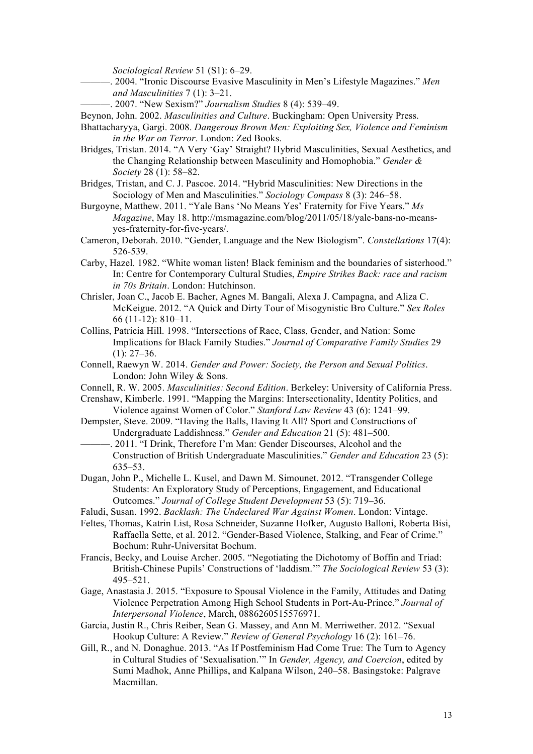*Sociological Review* 51 (S1): 6–29.

———. 2004. "Ironic Discourse Evasive Masculinity in Men's Lifestyle Magazines." *Men and Masculinities* 7 (1): 3–21.

———. 2007. "New Sexism?" *Journalism Studies* 8 (4): 539–49.

Beynon, John. 2002. *Masculinities and Culture*. Buckingham: Open University Press.

Bhattacharyya, Gargi. 2008. *Dangerous Brown Men: Exploiting Sex, Violence and Feminism in the War on Terror*. London: Zed Books.

Bridges, Tristan. 2014. "A Very 'Gay' Straight? Hybrid Masculinities, Sexual Aesthetics, and the Changing Relationship between Masculinity and Homophobia." *Gender & Society* 28 (1): 58–82.

Bridges, Tristan, and C. J. Pascoe. 2014. "Hybrid Masculinities: New Directions in the Sociology of Men and Masculinities." *Sociology Compass* 8 (3): 246–58.

Burgoyne, Matthew. 2011. "Yale Bans 'No Means Yes' Fraternity for Five Years." *Ms Magazine*, May 18. http://msmagazine.com/blog/2011/05/18/yale-bans-no-means-yes-fraternity-for-five-years/.

Cameron, Deborah. 2010. "Gender, Language and the New Biologism". *Constellations* 17(4): 526-539.

Carby, Hazel. 1982. "White woman listen! Black feminism and the boundaries of sisterhood." In: Centre for Contemporary Cultural Studies, *Empire Strikes Back: race and racism in 70s Britain*. London: Hutchinson.

Chrisler, Joan C., Jacob E. Bacher, Agnes M. Bangali, Alexa J. Campagna, and Aliza C. McKeigue. 2012. "A Quick and Dirty Tour of Misogynistic Bro Culture." *Sex Roles* 66 (11-12): 810–11.

Collins, Patricia Hill. 1998. "Intersections of Race, Class, Gender, and Nation: Some Implications for Black Family Studies." *Journal of Comparative Family Studies* 29 (1): 27–36.

Connell, Raewyn W. 2014. *Gender and Power: Society, the Person and Sexual Politics*. London: John Wiley & Sons.

Connell, R. W. 2005. *Masculinities: Second Edition*. Berkeley: University of California Press.

Crenshaw, Kimberle. 1991. "Mapping the Margins: Intersectionality, Identity Politics, and Violence against Women of Color." *Stanford Law Review* 43 (6): 1241–99.

Dempster, Steve. 2009. "Having the Balls, Having It All? Sport and Constructions of Undergraduate Laddishness." *Gender and Education* 21 (5): 481–500.

———. 2011. "I Drink, Therefore I'm Man: Gender Discourses, Alcohol and the Construction of British Undergraduate Masculinities." *Gender and Education* 23 (5): 635–53.

Dugan, John P., Michelle L. Kusel, and Dawn M. Simounet. 2012. "Transgender College Students: An Exploratory Study of Perceptions, Engagement, and Educational Outcomes." *Journal of College Student Development* 53 (5): 719–36.

Faludi, Susan. 1992. *Backlash: The Undeclared War Against Women*. London: Vintage.

Feltes, Thomas, Katrin List, Rosa Schneider, Suzanne Hofker, Augusto Balloni, Roberta Bisi, Raffaella Sette, et al. 2012. "Gender-Based Violence, Stalking, and Fear of Crime." Bochum: Ruhr-Universitat Bochum.

Francis, Becky, and Louise Archer. 2005. "Negotiating the Dichotomy of Boffin and Triad: British-Chinese Pupils' Constructions of 'laddism.'" *The Sociological Review* 53 (3): 495–521.

Gage, Anastasia J. 2015. "Exposure to Spousal Violence in the Family, Attitudes and Dating Violence Perpetration Among High School Students in Port-Au-Prince." *Journal of Interpersonal Violence*, March, 0886260515576971.

Garcia, Justin R., Chris Reiber, Sean G. Massey, and Ann M. Merriwether. 2012. "Sexual Hookup Culture: A Review." *Review of General Psychology* 16 (2): 161–76.

Gill, R., and N. Donaghue. 2013. "As If Postfeminism Had Come True: The Turn to Agency in Cultural Studies of 'Sexualisation.'" In *Gender, Agency, and Coercion*, edited by Sumi Madhok, Anne Phillips, and Kalpana Wilson, 240–58. Basingstoke: Palgrave Macmillan.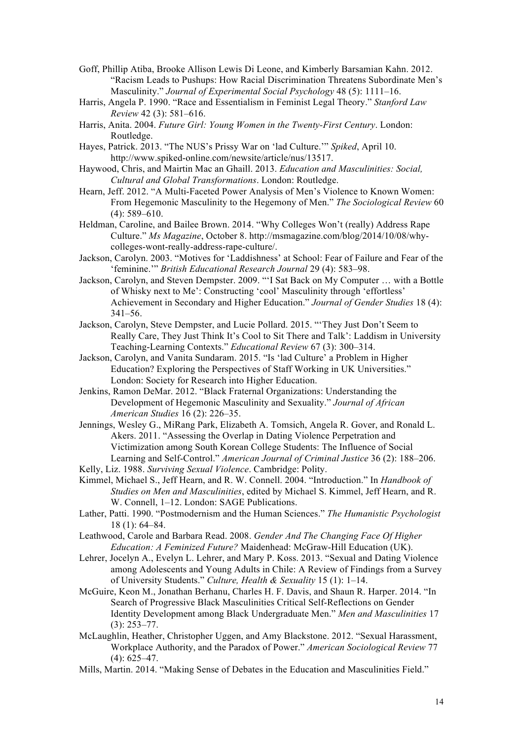Goff, Phillip Atiba, Brooke Allison Lewis Di Leone, and Kimberly Barsamian Kahn. 2012. "Racism Leads to Pushups: How Racial Discrimination Threatens Subordinate Men's Masculinity." *Journal of Experimental Social Psychology* 48 (5): 1111–16.

Harris, Angela P. 1990. "Race and Essentialism in Feminist Legal Theory." *Stanford Law Review* 42 (3): 581–616.

Harris, Anita. 2004. *Future Girl: Young Women in the Twenty-First Century*. London: Routledge.

Hayes, Patrick. 2013. "The NUS's Prissy War on 'lad Culture.'" *Spiked*, April 10. http://www.spiked-online.com/newsite/article/nus/13517.

Haywood, Chris, and Mairtin Mac an Ghaill. 2013. *Education and Masculinities: Social, Cultural and Global Transformations*. London: Routledge.

Hearn, Jeff. 2012. "A Multi-Faceted Power Analysis of Men's Violence to Known Women: From Hegemonic Masculinity to the Hegemony of Men." *The Sociological Review* 60 (4): 589–610.

Heldman, Caroline, and Bailee Brown. 2014. "Why Colleges Won't (really) Address Rape Culture." *Ms Magazine*, October 8. http://msmagazine.com/blog/2014/10/08/why-colleges-wont-really-address-rape-culture/.

Jackson, Carolyn. 2003. "Motives for 'Laddishness' at School: Fear of Failure and Fear of the 'feminine.'" *British Educational Research Journal* 29 (4): 583–98.

Jackson, Carolyn, and Steven Dempster. 2009. "'I Sat Back on My Computer … with a Bottle of Whisky next to Me': Constructing 'cool' Masculinity through 'effortless' Achievement in Secondary and Higher Education." *Journal of Gender Studies* 18 (4): 341–56.

Jackson, Carolyn, Steve Dempster, and Lucie Pollard. 2015. "'They Just Don't Seem to Really Care, They Just Think It's Cool to Sit There and Talk': Laddism in University Teaching-Learning Contexts." *Educational Review* 67 (3): 300–314.

Jackson, Carolyn, and Vanita Sundaram. 2015. "Is 'lad Culture' a Problem in Higher Education? Exploring the Perspectives of Staff Working in UK Universities." London: Society for Research into Higher Education.

Jenkins, Ramon DeMar. 2012. "Black Fraternal Organizations: Understanding the Development of Hegemonic Masculinity and Sexuality." *Journal of African American Studies* 16 (2): 226–35.

Jennings, Wesley G., MiRang Park, Elizabeth A. Tomsich, Angela R. Gover, and Ronald L. Akers. 2011. "Assessing the Overlap in Dating Violence Perpetration and Victimization among South Korean College Students: The Influence of Social Learning and Self-Control." *American Journal of Criminal Justice* 36 (2): 188–206.

Kelly, Liz. 1988. *Surviving Sexual Violence*. Cambridge: Polity.

Kimmel, Michael S., Jeff Hearn, and R. W. Connell. 2004. "Introduction." In *Handbook of Studies on Men and Masculinities*, edited by Michael S. Kimmel, Jeff Hearn, and R. W. Connell, 1–12. London: SAGE Publications.

Lather, Patti. 1990. "Postmodernism and the Human Sciences." *The Humanistic Psychologist* 18 (1): 64–84.

Leathwood, Carole and Barbara Read. 2008. *Gender And The Changing Face Of Higher Education: A Feminized Future?* Maidenhead: McGraw-Hill Education (UK).

Lehrer, Jocelyn A., Evelyn L. Lehrer, and Mary P. Koss. 2013. "Sexual and Dating Violence among Adolescents and Young Adults in Chile: A Review of Findings from a Survey of University Students." *Culture, Health & Sexuality* 15 (1): 1–14.

McGuire, Keon M., Jonathan Berhanu, Charles H. F. Davis, and Shaun R. Harper. 2014. "In Search of Progressive Black Masculinities Critical Self-Reflections on Gender Identity Development among Black Undergraduate Men." *Men and Masculinities* 17 (3): 253–77.

McLaughlin, Heather, Christopher Uggen, and Amy Blackstone. 2012. "Sexual Harassment, Workplace Authority, and the Paradox of Power." *American Sociological Review* 77 (4): 625–47.

Mills, Martin. 2014. "Making Sense of Debates in the Education and Masculinities Field."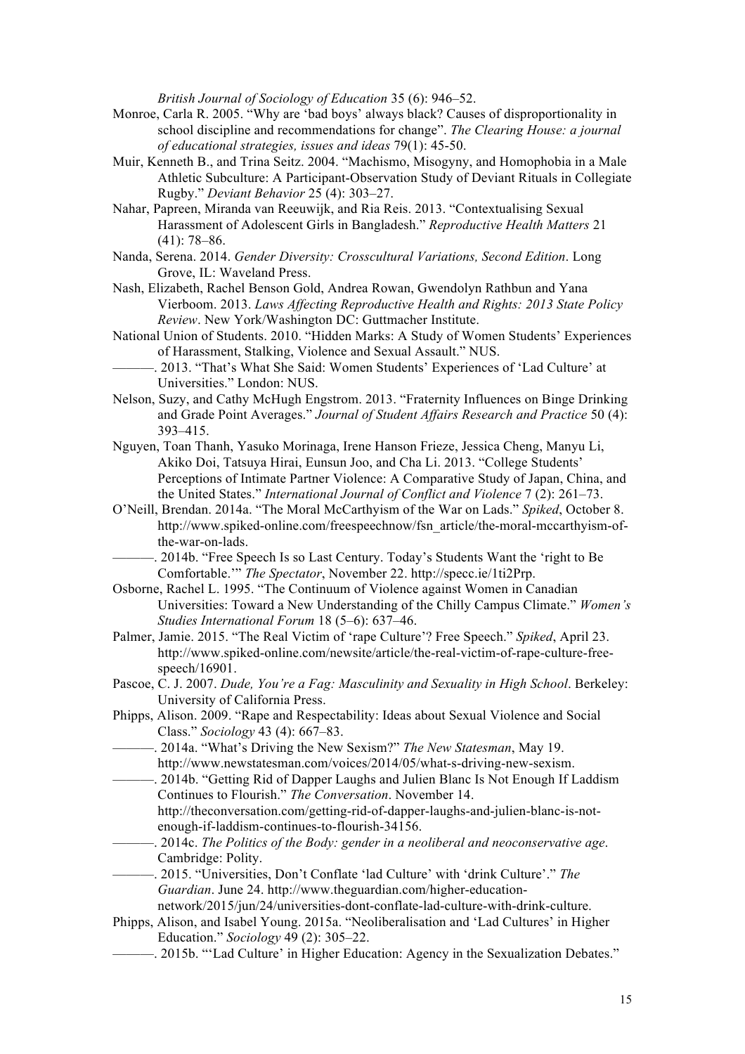*British Journal of Sociology of Education* 35 (6): 946–52.

Monroe, Carla R. 2005. "Why are 'bad boys' always black? Causes of disproportionality in school discipline and recommendations for change". *The Clearing House: a journal of educational strategies, issues and ideas* 79(1): 45-50.

Muir, Kenneth B., and Trina Seitz. 2004. "Machismo, Misogyny, and Homophobia in a Male Athletic Subculture: A Participant-Observation Study of Deviant Rituals in Collegiate Rugby." *Deviant Behavior* 25 (4): 303–27.

Nahar, Papreen, Miranda van Reeuwijk, and Ria Reis. 2013. "Contextualising Sexual Harassment of Adolescent Girls in Bangladesh." *Reproductive Health Matters* 21 (41): 78–86.

Nanda, Serena. 2014. *Gender Diversity: Crosscultural Variations, Second Edition*. Long Grove, IL: Waveland Press.

Nash, Elizabeth, Rachel Benson Gold, Andrea Rowan, Gwendolyn Rathbun and Yana Vierboom. 2013. *Laws Affecting Reproductive Health and Rights: 2013 State Policy Review*. New York/Washington DC: Guttmacher Institute.

National Union of Students. 2010. "Hidden Marks: A Study of Women Students' Experiences of Harassment, Stalking, Violence and Sexual Assault." NUS.

———. 2013. "That's What She Said: Women Students' Experiences of 'Lad Culture' at Universities." London: NUS.

Nelson, Suzy, and Cathy McHugh Engstrom. 2013. "Fraternity Influences on Binge Drinking and Grade Point Averages." *Journal of Student Affairs Research and Practice* 50 (4): 393–415.

Nguyen, Toan Thanh, Yasuko Morinaga, Irene Hanson Frieze, Jessica Cheng, Manyu Li, Akiko Doi, Tatsuya Hirai, Eunsun Joo, and Cha Li. 2013. "College Students' Perceptions of Intimate Partner Violence: A Comparative Study of Japan, China, and the United States." *International Journal of Conflict and Violence* 7 (2): 261–73.

O'Neill, Brendan. 2014a. "The Moral McCarthyism of the War on Lads." *Spiked*, October 8. http://www.spiked-online.com/freespeechnow/fsn_article/the-moral-mccarthyism-of-the-war-on-lads.

———. 2014b. "Free Speech Is so Last Century. Today's Students Want the 'right to Be Comfortable.'" *The Spectator*, November 22. http://specc.ie/1ti2Prp.

Osborne, Rachel L. 1995. "The Continuum of Violence against Women in Canadian Universities: Toward a New Understanding of the Chilly Campus Climate." *Women's Studies International Forum* 18 (5–6): 637–46.

Palmer, Jamie. 2015. "The Real Victim of 'rape Culture'? Free Speech." *Spiked*, April 23. http://www.spiked-online.com/newsite/article/the-real-victim-of-rape-culture-free-speech/16901.

Pascoe, C. J. 2007. *Dude, You're a Fag: Masculinity and Sexuality in High School*. Berkeley: University of California Press.

Phipps, Alison. 2009. "Rape and Respectability: Ideas about Sexual Violence and Social Class." *Sociology* 43 (4): 667–83.

———. 2014a. "What's Driving the New Sexism?" *The New Statesman*, May 19. http://www.newstatesman.com/voices/2014/05/what-s-driving-new-sexism.

———. 2014b. "Getting Rid of Dapper Laughs and Julien Blanc Is Not Enough If Laddism Continues to Flourish." *The Conversation*. November 14. http://theconversation.com/getting-rid-of-dapper-laughs-and-julien-blanc-is-not-enough-if-laddism-continues-to-flourish-34156.

———. 2014c. *The Politics of the Body: gender in a neoliberal and neoconservative age*. Cambridge: Polity.

———. 2015. "Universities, Don't Conflate 'lad Culture' with 'drink Culture'." *The Guardian*. June 24. http://www.theguardian.com/higher-education-network/2015/jun/24/universities-dont-conflate-lad-culture-with-drink-culture.

Phipps, Alison, and Isabel Young. 2015a. "Neoliberalisation and 'Lad Cultures' in Higher Education." *Sociology* 49 (2): 305–22.

———. 2015b. "'Lad Culture' in Higher Education: Agency in the Sexualization Debates."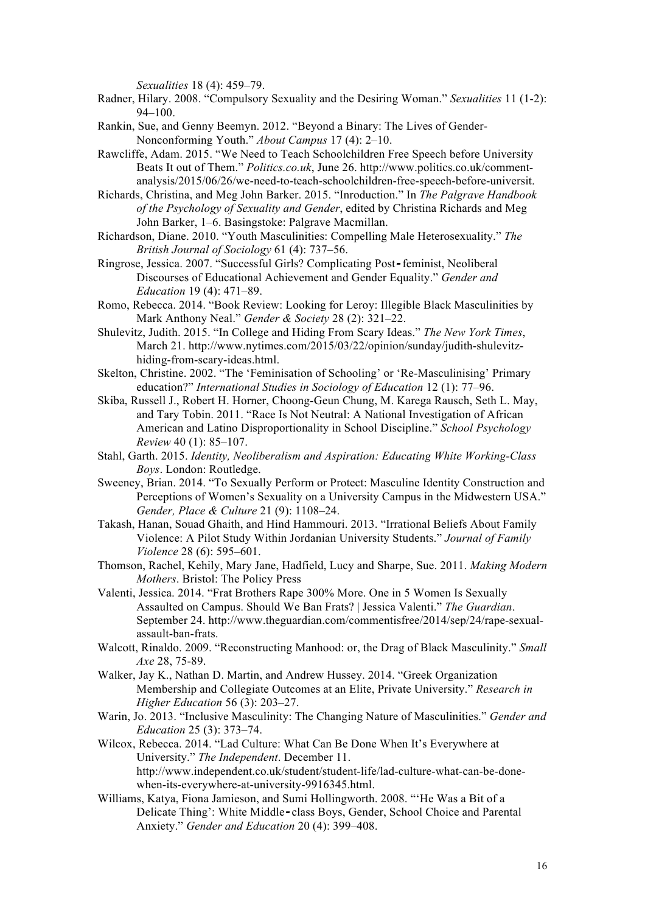*Sexualities* 18 (4): 459–79.

Radner, Hilary. 2008. "Compulsory Sexuality and the Desiring Woman." *Sexualities* 11 (1-2): 94–100.

Rankin, Sue, and Genny Beemyn. 2012. "Beyond a Binary: The Lives of Gender-Nonconforming Youth." *About Campus* 17 (4): 2–10.

Rawcliffe, Adam. 2015. "We Need to Teach Schoolchildren Free Speech before University Beats It out of Them." *Politics.co.uk*, June 26. http://www.politics.co.uk/comment-analysis/2015/06/26/we-need-to-teach-schoolchildren-free-speech-before-universit.

Richards, Christina, and Meg John Barker. 2015. "Inroduction." In *The Palgrave Handbook of the Psychology of Sexuality and Gender*, edited by Christina Richards and Meg John Barker, 1–6. Basingstoke: Palgrave Macmillan.

Richardson, Diane. 2010. "Youth Masculinities: Compelling Male Heterosexuality." *The British Journal of Sociology* 61 (4): 737–56.

Ringrose, Jessica. 2007. "Successful Girls? Complicating Post‐feminist, Neoliberal Discourses of Educational Achievement and Gender Equality." *Gender and Education* 19 (4): 471–89.

Romo, Rebecca. 2014. "Book Review: Looking for Leroy: Illegible Black Masculinities by Mark Anthony Neal." *Gender & Society* 28 (2): 321–22.

Shulevitz, Judith. 2015. "In College and Hiding From Scary Ideas." *The New York Times*, March 21. http://www.nytimes.com/2015/03/22/opinion/sunday/judith-shulevitz-hiding-from-scary-ideas.html.

Skelton, Christine. 2002. "The 'Feminisation of Schooling' or 'Re-Masculinising' Primary education?" *International Studies in Sociology of Education* 12 (1): 77–96.

Skiba, Russell J., Robert H. Horner, Choong-Geun Chung, M. Karega Rausch, Seth L. May, and Tary Tobin. 2011. "Race Is Not Neutral: A National Investigation of African American and Latino Disproportionality in School Discipline." *School Psychology Review* 40 (1): 85–107.

Stahl, Garth. 2015. *Identity, Neoliberalism and Aspiration: Educating White Working-Class Boys*. London: Routledge.

Sweeney, Brian. 2014. "To Sexually Perform or Protect: Masculine Identity Construction and Perceptions of Women's Sexuality on a University Campus in the Midwestern USA." *Gender, Place & Culture* 21 (9): 1108–24.

Takash, Hanan, Souad Ghaith, and Hind Hammouri. 2013. "Irrational Beliefs About Family Violence: A Pilot Study Within Jordanian University Students." *Journal of Family Violence* 28 (6): 595–601.

Thomson, Rachel, Kehily, Mary Jane, Hadfield, Lucy and Sharpe, Sue. 2011. *Making Modern Mothers*. Bristol: The Policy Press

Valenti, Jessica. 2014. "Frat Brothers Rape 300% More. One in 5 Women Is Sexually Assaulted on Campus. Should We Ban Frats? | Jessica Valenti." *The Guardian*. September 24. http://www.theguardian.com/commentisfree/2014/sep/24/rape-sexual-assault-ban-frats.

Walcott, Rinaldo. 2009. "Reconstructing Manhood: or, the Drag of Black Masculinity." *Small Axe* 28, 75-89.

Walker, Jay K., Nathan D. Martin, and Andrew Hussey. 2014. "Greek Organization Membership and Collegiate Outcomes at an Elite, Private University." *Research in Higher Education* 56 (3): 203–27.

Warin, Jo. 2013. "Inclusive Masculinity: The Changing Nature of Masculinities." *Gender and Education* 25 (3): 373–74.

Wilcox, Rebecca. 2014. "Lad Culture: What Can Be Done When It's Everywhere at University." *The Independent*. December 11. http://www.independent.co.uk/student/student-life/lad-culture-what-can-be-done-when-its-everywhere-at-university-9916345.html.

Williams, Katya, Fiona Jamieson, and Sumi Hollingworth. 2008. "'He Was a Bit of a Delicate Thing': White Middle‐class Boys, Gender, School Choice and Parental Anxiety." *Gender and Education* 20 (4): 399–408.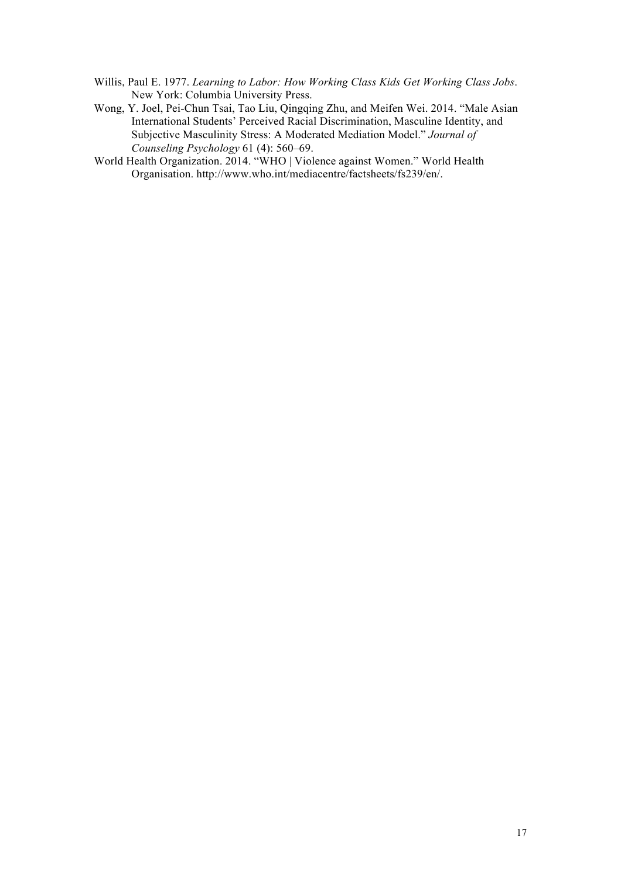Willis, Paul E. 1977. *Learning to Labor: How Working Class Kids Get Working Class Jobs*. New York: Columbia University Press.

Wong, Y. Joel, Pei-Chun Tsai, Tao Liu, Qingqing Zhu, and Meifen Wei. 2014. "Male Asian International Students' Perceived Racial Discrimination, Masculine Identity, and Subjective Masculinity Stress: A Moderated Mediation Model." *Journal of Counseling Psychology* 61 (4): 560–69.

World Health Organization. 2014. "WHO | Violence against Women." World Health Organisation. http://www.who.int/mediacentre/factsheets/fs239/en/.